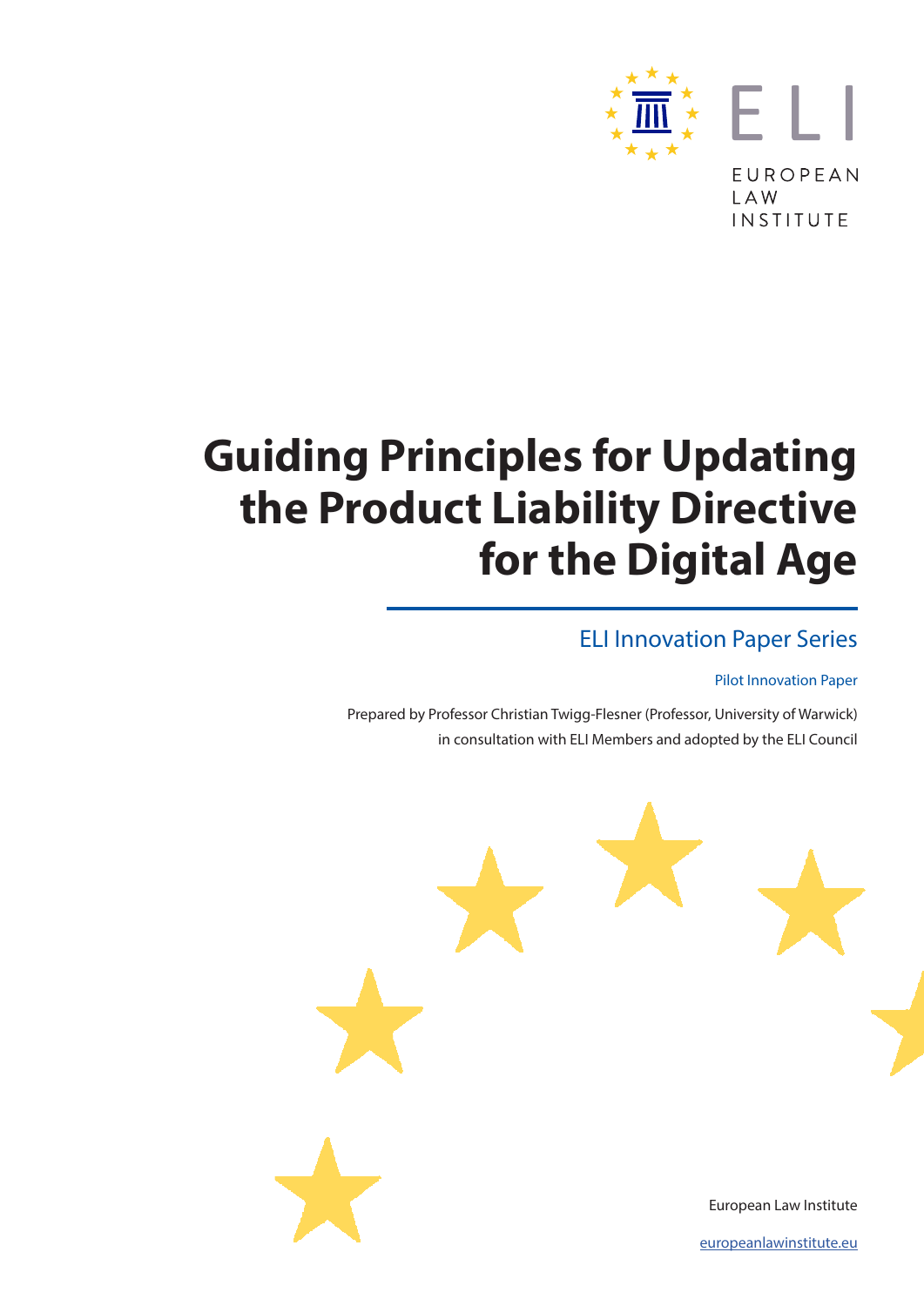ELI

EUROPEAN LAW INSTITUTE

# Guiding Principles for Updating the Product Liability Directive for the Digital Age

## ELI Innovation Paper Series

Pilot Innovation Paper

Prepared by Professor Christian Twigg-Flesner (Professor, University of Warwick) in consultation with ELI Members and adopted by the ELI Council

European Law Institute

europeanlawinstitute.eu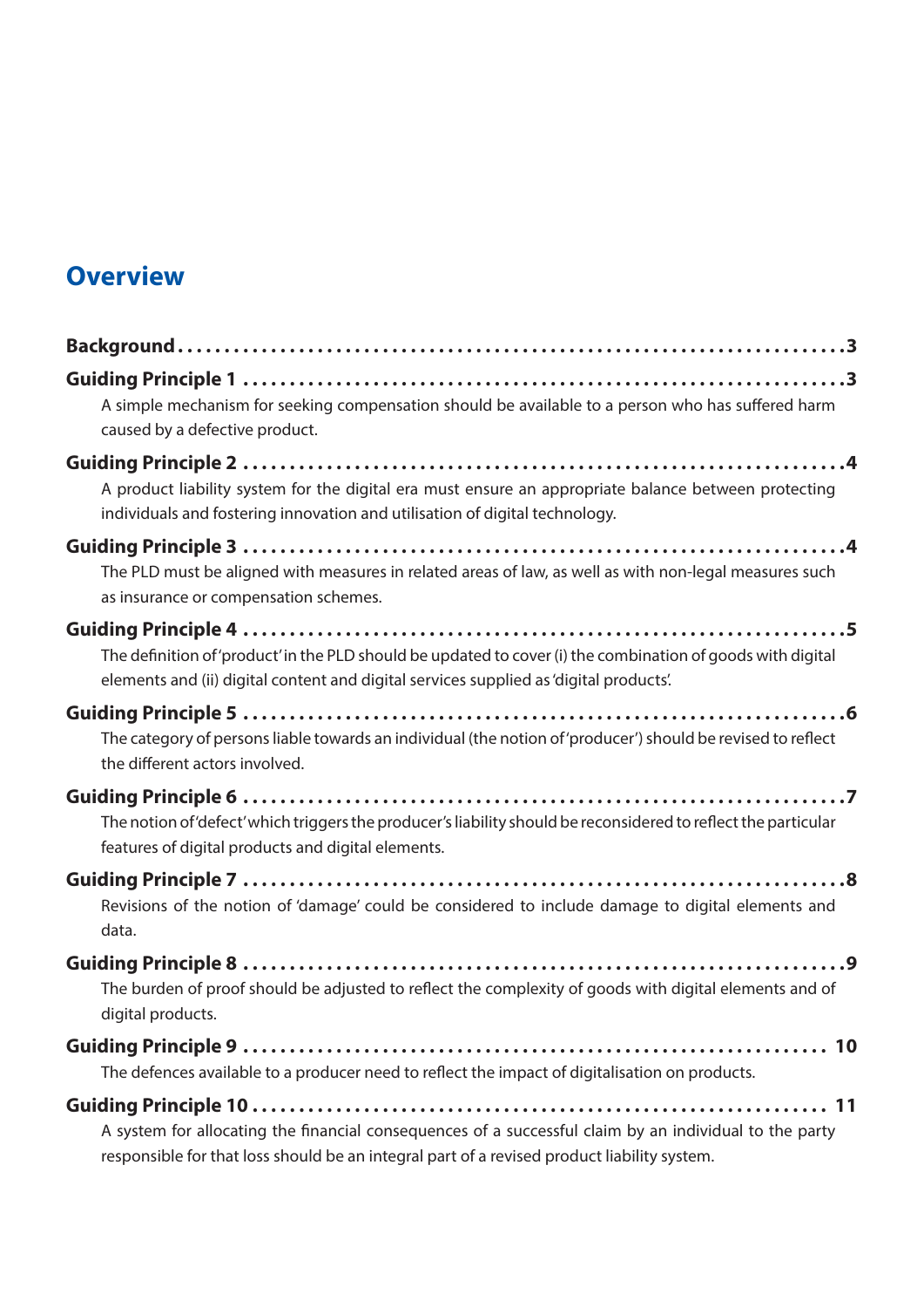## Overview

**Background** ........ 3

**Guiding Principle 1** ........ 3

A simple mechanism for seeking compensation should be available to a person who has suffered harm caused by a defective product.

**Guiding Principle 2** ........ 4

A product liability system for the digital era must ensure an appropriate balance between protecting individuals and fostering innovation and utilisation of digital technology.

**Guiding Principle 3** ........ 4

The PLD must be aligned with measures in related areas of law, as well as with non-legal measures such as insurance or compensation schemes.

**Guiding Principle 4** ........ 5

The definition of 'product' in the PLD should be updated to cover (i) the combination of goods with digital elements and (ii) digital content and digital services supplied as 'digital products'.

**Guiding Principle 5** ........ 6

The category of persons liable towards an individual (the notion of 'producer') should be revised to reflect the different actors involved.

**Guiding Principle 6** ........ 7

The notion of 'defect' which triggers the producer's liability should be reconsidered to reflect the particular features of digital products and digital elements.

**Guiding Principle 7** ........ 8

Revisions of the notion of 'damage' could be considered to include damage to digital elements and data.

**Guiding Principle 8** ........ 9

The burden of proof should be adjusted to reflect the complexity of goods with digital elements and of digital products.

**Guiding Principle 9** ........ 10

The defences available to a producer need to reflect the impact of digitalisation on products.

**Guiding Principle 10** ........ 11

A system for allocating the financial consequences of a successful claim by an individual to the party responsible for that loss should be an integral part of a revised product liability system.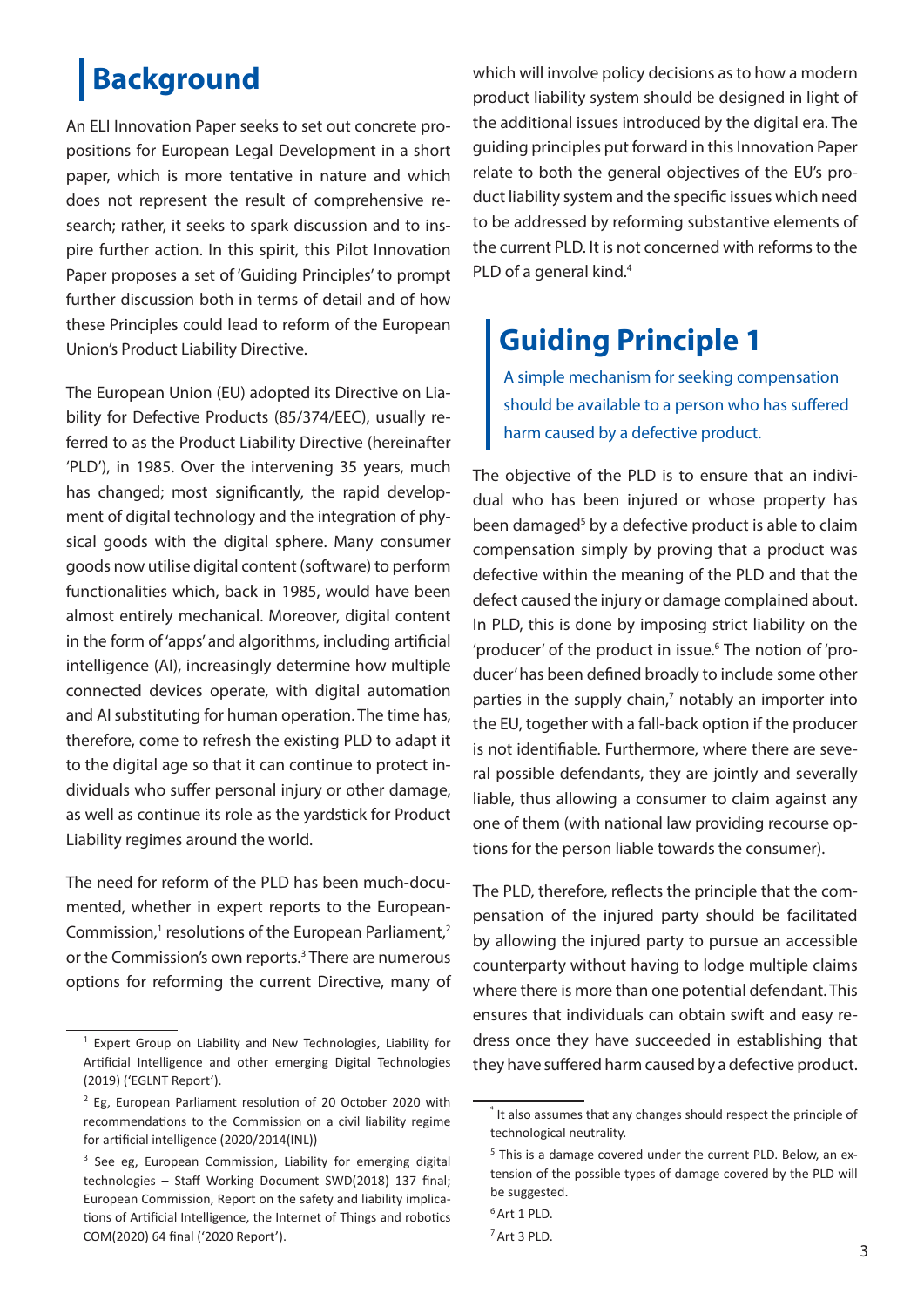## Background

An ELI Innovation Paper seeks to set out concrete propositions for European Legal Development in a short paper, which is more tentative in nature and which does not represent the result of comprehensive research; rather, it seeks to spark discussion and to inspire further action. In this spirit, this Pilot Innovation Paper proposes a set of 'Guiding Principles' to prompt further discussion both in terms of detail and of how these Principles could lead to reform of the European Union's Product Liability Directive.

The European Union (EU) adopted its Directive on Liability for Defective Products (85/374/EEC), usually referred to as the Product Liability Directive (hereinafter 'PLD'), in 1985. Over the intervening 35 years, much has changed; most significantly, the rapid development of digital technology and the integration of physical goods with the digital sphere. Many consumer goods now utilise digital content (software) to perform functionalities which, back in 1985, would have been almost entirely mechanical. Moreover, digital content in the form of 'apps' and algorithms, including artificial intelligence (AI), increasingly determine how multiple connected devices operate, with digital automation and AI substituting for human operation. The time has, therefore, come to refresh the existing PLD to adapt it to the digital age so that it can continue to protect individuals who suffer personal injury or other damage, as well as continue its role as the yardstick for Product Liability regimes around the world.

The need for reform of the PLD has been much-documented, whether in expert reports to the European Commission,[1] resolutions of the European Parliament,[2] or the Commission's own reports.[3] There are numerous options for reforming the current Directive, many of which will involve policy decisions as to how a modern product liability system should be designed in light of the additional issues introduced by the digital era. The guiding principles put forward in this Innovation Paper relate to both the general objectives of the EU's product liability system and the specific issues which need to be addressed by reforming substantive elements of the current PLD. It is not concerned with reforms to the PLD of a general kind.[4]

## Guiding Principle 1

A simple mechanism for seeking compensation should be available to a person who has suffered harm caused by a defective product.

The objective of the PLD is to ensure that an individual who has been injured or whose property has been damaged[5] by a defective product is able to claim compensation simply by proving that a product was defective within the meaning of the PLD and that the defect caused the injury or damage complained about. In PLD, this is done by imposing strict liability on the 'producer' of the product in issue.[6] The notion of 'producer' has been defined broadly to include some other parties in the supply chain,[7] notably an importer into the EU, together with a fall-back option if the producer is not identifiable. Furthermore, where there are several possible defendants, they are jointly and severally liable, thus allowing a consumer to claim against any one of them (with national law providing recourse options for the person liable towards the consumer).

The PLD, therefore, reflects the principle that the compensation of the injured party should be facilitated by allowing the injured party to pursue an accessible counterparty without having to lodge multiple claims where there is more than one potential defendant. This ensures that individuals can obtain swift and easy redress once they have succeeded in establishing that they have suffered harm caused by a defective product.

---

[1] Expert Group on Liability and New Technologies, Liability for Artificial Intelligence and other emerging Digital Technologies (2019) ('EGLNT Report').

[2] Eg, European Parliament resolution of 20 October 2020 with recommendations to the Commission on a civil liability regime for artificial intelligence (2020/2014(INL))

[3] See eg, European Commission, Liability for emerging digital technologies – Staff Working Document SWD(2018) 137 final; European Commission, Report on the safety and liability implications of Artificial Intelligence, the Internet of Things and robotics COM(2020) 64 final ('2020 Report').

[4] It also assumes that any changes should respect the principle of technological neutrality.

[5] This is a damage covered under the current PLD. Below, an extension of the possible types of damage covered by the PLD will be suggested.

[6] Art 1 PLD.

[7] Art 3 PLD.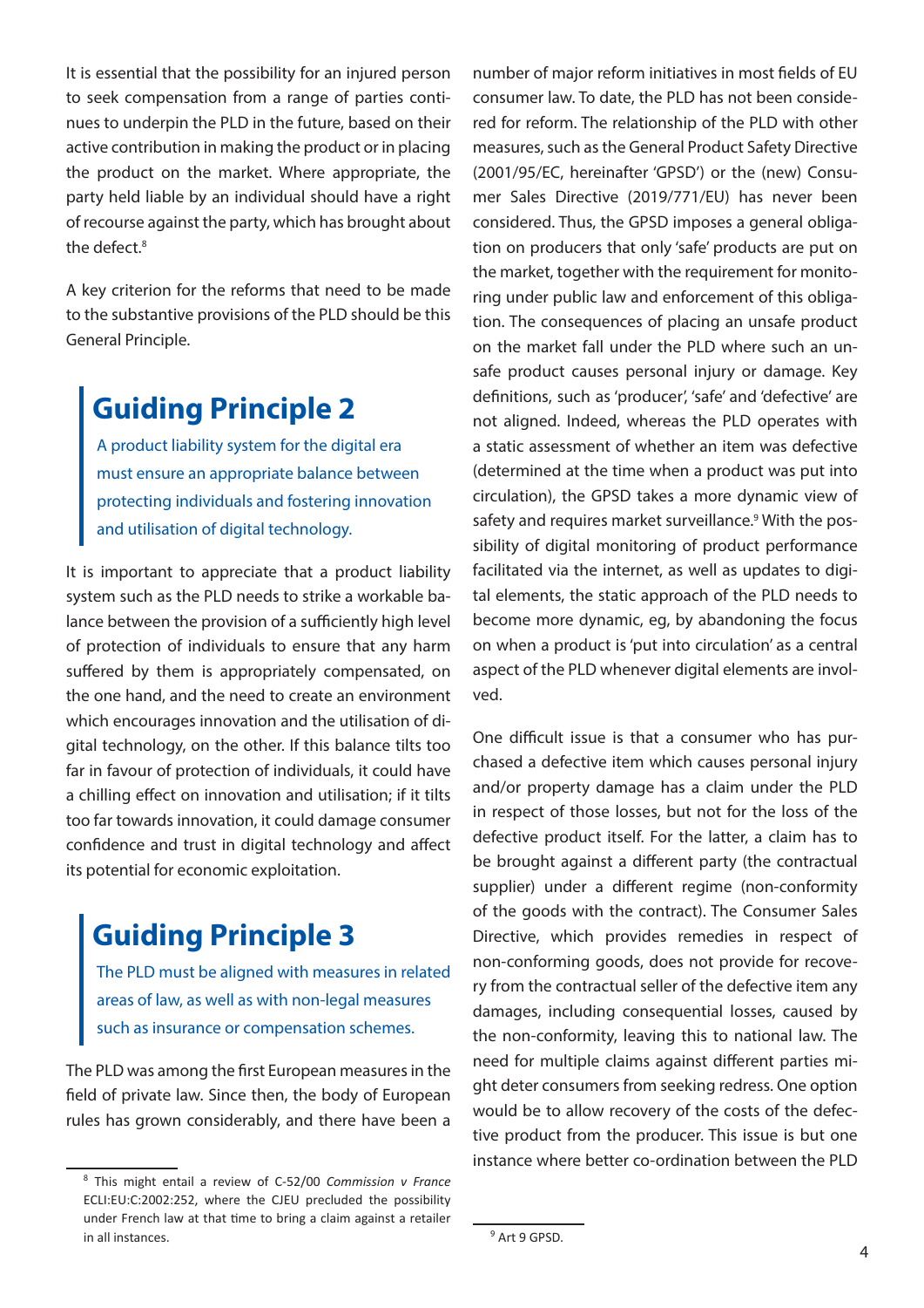It is essential that the possibility for an injured person to seek compensation from a range of parties continues to underpin the PLD in the future, based on their active contribution in making the product or in placing the product on the market. Where appropriate, the party held liable by an individual should have a right of recourse against the party, which has brought about the defect.[8]

A key criterion for the reforms that need to be made to the substantive provisions of the PLD should be this General Principle.

## Guiding Principle 2

A product liability system for the digital era must ensure an appropriate balance between protecting individuals and fostering innovation and utilisation of digital technology.

It is important to appreciate that a product liability system such as the PLD needs to strike a workable balance between the provision of a sufficiently high level of protection of individuals to ensure that any harm suffered by them is appropriately compensated, on the one hand, and the need to create an environment which encourages innovation and the utilisation of digital technology, on the other. If this balance tilts too far in favour of protection of individuals, it could have a chilling effect on innovation and utilisation; if it tilts too far towards innovation, it could damage consumer confidence and trust in digital technology and affect its potential for economic exploitation.

## Guiding Principle 3

The PLD must be aligned with measures in related areas of law, as well as with non-legal measures such as insurance or compensation schemes.

The PLD was among the first European measures in the field of private law. Since then, the body of European rules has grown considerably, and there have been a number of major reform initiatives in most fields of EU consumer law. To date, the PLD has not been considered for reform. The relationship of the PLD with other measures, such as the General Product Safety Directive (2001/95/EC, hereinafter 'GPSD') or the (new) Consumer Sales Directive (2019/771/EU) has never been considered. Thus, the GPSD imposes a general obligation on producers that only 'safe' products are put on the market, together with the requirement for monitoring under public law and enforcement of this obligation. The consequences of placing an unsafe product on the market fall under the PLD where such an unsafe product causes personal injury or damage. Key definitions, such as 'producer', 'safe' and 'defective' are not aligned. Indeed, whereas the PLD operates with a static assessment of whether an item was defective (determined at the time when a product was put into circulation), the GPSD takes a more dynamic view of safety and requires market surveillance.[9] With the possibility of digital monitoring of product performance facilitated via the internet, as well as updates to digital elements, the static approach of the PLD needs to become more dynamic, eg, by abandoning the focus on when a product is 'put into circulation' as a central aspect of the PLD whenever digital elements are involved.

One difficult issue is that a consumer who has purchased a defective item which causes personal injury and/or property damage has a claim under the PLD in respect of those losses, but not for the loss of the defective product itself. For the latter, a claim has to be brought against a different party (the contractual supplier) under a different regime (non-conformity of the goods with the contract). The Consumer Sales Directive, which provides remedies in respect of non-conforming goods, does not provide for recovery from the contractual seller of the defective item any damages, including consequential losses, caused by the non-conformity, leaving this to national law. The need for multiple claims against different parties might deter consumers from seeking redress. One option would be to allow recovery of the costs of the defective product from the producer. This issue is but one instance where better co-ordination between the PLD

---

[8] This might entail a review of C-52/00 *Commission v France* ECLI:EU:C:2002:252, where the CJEU precluded the possibility under French law at that time to bring a claim against a retailer in all instances.

[9] Art 9 GPSD.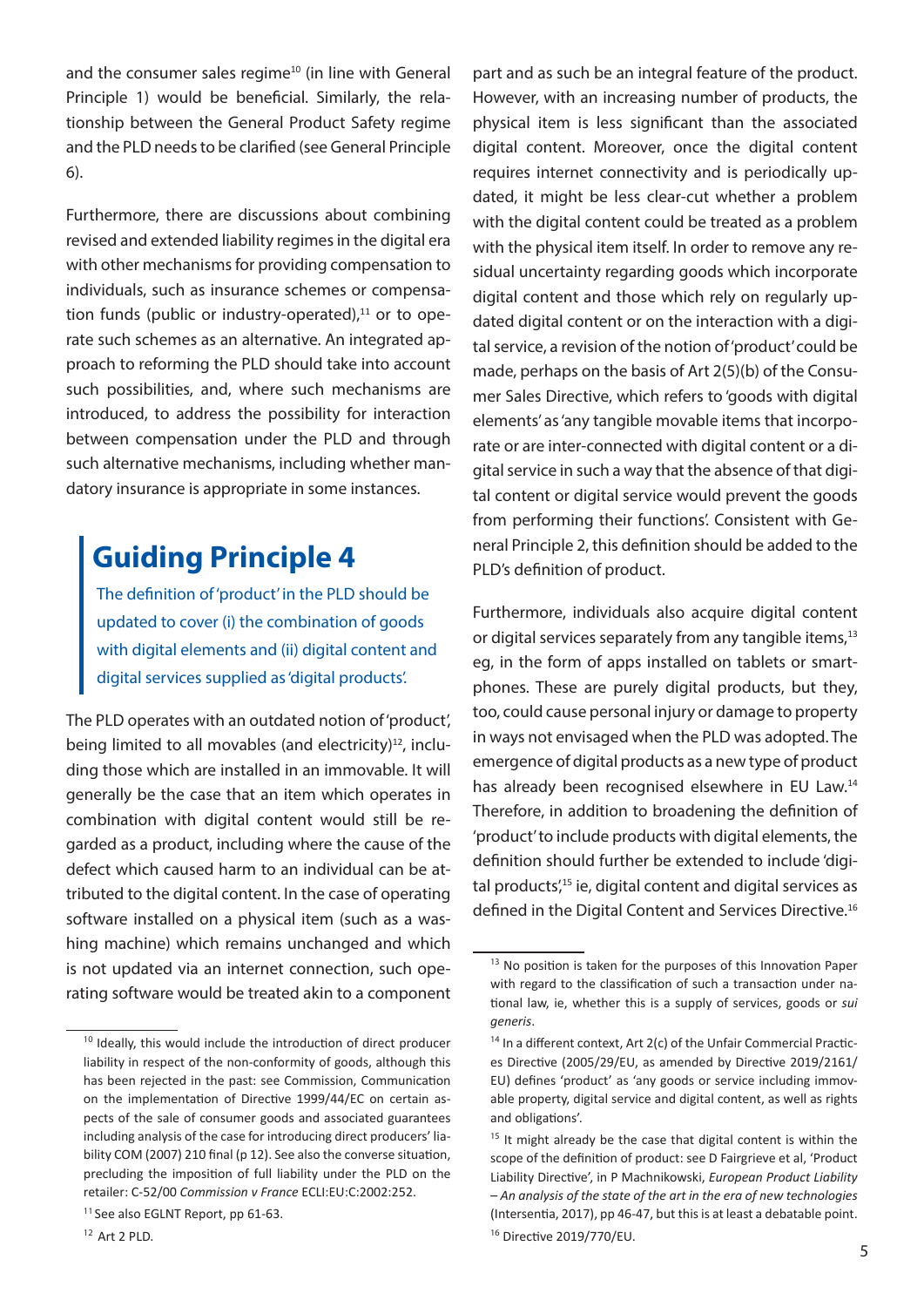and the consumer sales regime[10] (in line with General Principle 1) would be beneficial. Similarly, the relationship between the General Product Safety regime and the PLD needs to be clarified (see General Principle 6).

Furthermore, there are discussions about combining revised and extended liability regimes in the digital era with other mechanisms for providing compensation to individuals, such as insurance schemes or compensation funds (public or industry-operated),[11] or to operate such schemes as an alternative. An integrated approach to reforming the PLD should take into account such possibilities, and, where such mechanisms are introduced, to address the possibility for interaction between compensation under the PLD and through such alternative mechanisms, including whether mandatory insurance is appropriate in some instances.

## Guiding Principle 4

> The definition of 'product' in the PLD should be updated to cover (i) the combination of goods with digital elements and (ii) digital content and digital services supplied as 'digital products'.

The PLD operates with an outdated notion of 'product', being limited to all movables (and electricity)[12], including those which are installed in an immovable. It will generally be the case that an item which operates in combination with digital content would still be regarded as a product, including where the cause of the defect which caused harm to an individual can be attributed to the digital content. In the case of operating software installed on a physical item (such as a washing machine) which remains unchanged and which is not updated via an internet connection, such operating software would be treated akin to a component part and as such be an integral feature of the product. However, with an increasing number of products, the physical item is less significant than the associated digital content. Moreover, once the digital content requires internet connectivity and is periodically updated, it might be less clear-cut whether a problem with the digital content could be treated as a problem with the physical item itself. In order to remove any residual uncertainty regarding goods which incorporate digital content and those which rely on regularly updated digital content or on the interaction with a digital service, a revision of the notion of 'product' could be made, perhaps on the basis of Art 2(5)(b) of the Consumer Sales Directive, which refers to 'goods with digital elements' as 'any tangible movable items that incorporate or are inter-connected with digital content or a digital service in such a way that the absence of that digital content or digital service would prevent the goods from performing their functions'. Consistent with General Principle 2, this definition should be added to the PLD's definition of product.

Furthermore, individuals also acquire digital content or digital services separately from any tangible items,[13] eg, in the form of apps installed on tablets or smartphones. These are purely digital products, but they, too, could cause personal injury or damage to property in ways not envisaged when the PLD was adopted. The emergence of digital products as a new type of product has already been recognised elsewhere in EU Law.[14] Therefore, in addition to broadening the definition of 'product' to include products with digital elements, the definition should further be extended to include 'digital products',[15] ie, digital content and digital services as defined in the Digital Content and Services Directive.[16]

---

[10] Ideally, this would include the introduction of direct producer liability in respect of the non-conformity of goods, although this has been rejected in the past: see Commission, Communication on the implementation of Directive 1999/44/EC on certain aspects of the sale of consumer goods and associated guarantees including analysis of the case for introducing direct producers' liability COM (2007) 210 final (p 12). See also the converse situation, precluding the imposition of full liability under the PLD on the retailer: C-52/00 *Commission v France* ECLI:EU:C:2002:252.

[11] See also EGLNT Report, pp 61-63.

[12] Art 2 PLD.

[13] No position is taken for the purposes of this Innovation Paper with regard to the classification of such a transaction under national law, ie, whether this is a supply of services, goods or *sui generis*.

[14] In a different context, Art 2(c) of the Unfair Commercial Practices Directive (2005/29/EU, as amended by Directive 2019/2161/EU) defines 'product' as 'any goods or service including immovable property, digital service and digital content, as well as rights and obligations'.

[15] It might already be the case that digital content is within the scope of the definition of product: see D Fairgrieve et al, 'Product Liability Directive', in P Machnikowski, *European Product Liability – An analysis of the state of the art in the era of new technologies* (Intersentia, 2017), pp 46-47, but this is at least a debatable point.

[16] Directive 2019/770/EU.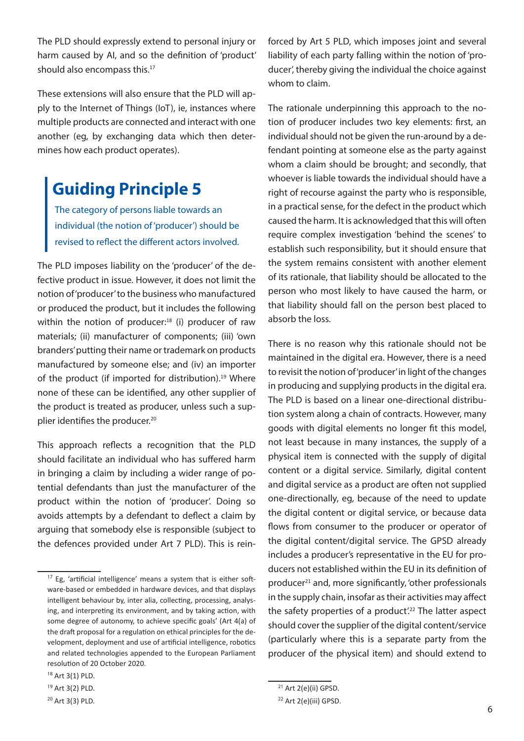The PLD should expressly extend to personal injury or harm caused by AI, and so the definition of 'product' should also encompass this.[17]

These extensions will also ensure that the PLD will apply to the Internet of Things (IoT), ie, instances where multiple products are connected and interact with one another (eg, by exchanging data which then determines how each product operates).

## Guiding Principle 5

The category of persons liable towards an individual (the notion of 'producer') should be revised to reflect the different actors involved.

The PLD imposes liability on the 'producer' of the defective product in issue. However, it does not limit the notion of 'producer' to the business who manufactured or produced the product, but it includes the following within the notion of producer:[18] (i) producer of raw materials; (ii) manufacturer of components; (iii) 'own branders' putting their name or trademark on products manufactured by someone else; and (iv) an importer of the product (if imported for distribution).[19] Where none of these can be identified, any other supplier of the product is treated as producer, unless such a supplier identifies the producer.[20]

This approach reflects a recognition that the PLD should facilitate an individual who has suffered harm in bringing a claim by including a wider range of potential defendants than just the manufacturer of the product within the notion of 'producer'. Doing so avoids attempts by a defendant to deflect a claim by arguing that somebody else is responsible (subject to the defences provided under Art 7 PLD). This is reinforced by Art 5 PLD, which imposes joint and several liability of each party falling within the notion of 'producer', thereby giving the individual the choice against whom to claim.

The rationale underpinning this approach to the notion of producer includes two key elements: first, an individual should not be given the run-around by a defendant pointing at someone else as the party against whom a claim should be brought; and secondly, that whoever is liable towards the individual should have a right of recourse against the party who is responsible, in a practical sense, for the defect in the product which caused the harm. It is acknowledged that this will often require complex investigation 'behind the scenes' to establish such responsibility, but it should ensure that the system remains consistent with another element of its rationale, that liability should be allocated to the person who most likely to have caused the harm, or that liability should fall on the person best placed to absorb the loss.

There is no reason why this rationale should not be maintained in the digital era. However, there is a need to revisit the notion of 'producer' in light of the changes in producing and supplying products in the digital era. The PLD is based on a linear one-directional distribution system along a chain of contracts. However, many goods with digital elements no longer fit this model, not least because in many instances, the supply of a physical item is connected with the supply of digital content or a digital service. Similarly, digital content and digital service as a product are often not supplied one-directionally, eg, because of the need to update the digital content or digital service, or because data flows from consumer to the producer or operator of the digital content/digital service. The GPSD already includes a producer's representative in the EU for producers not established within the EU in its definition of producer[21] and, more significantly, 'other professionals in the supply chain, insofar as their activities may affect the safety properties of a product'.[22] The latter aspect should cover the supplier of the digital content/service (particularly where this is a separate party from the producer of the physical item) and should extend to

[17] Eg, 'artificial intelligence' means a system that is either software-based or embedded in hardware devices, and that displays intelligent behaviour by, inter alia, collecting, processing, analysing, and interpreting its environment, and by taking action, with some degree of autonomy, to achieve specific goals' (Art 4(a) of the draft proposal for a regulation on ethical principles for the development, deployment and use of artificial intelligence, robotics and related technologies appended to the European Parliament resolution of 20 October 2020.

[18] Art 3(1) PLD.

[19] Art 3(2) PLD.

[20] Art 3(3) PLD.

[21] Art 2(e)(ii) GPSD.

[22] Art 2(e)(iii) GPSD.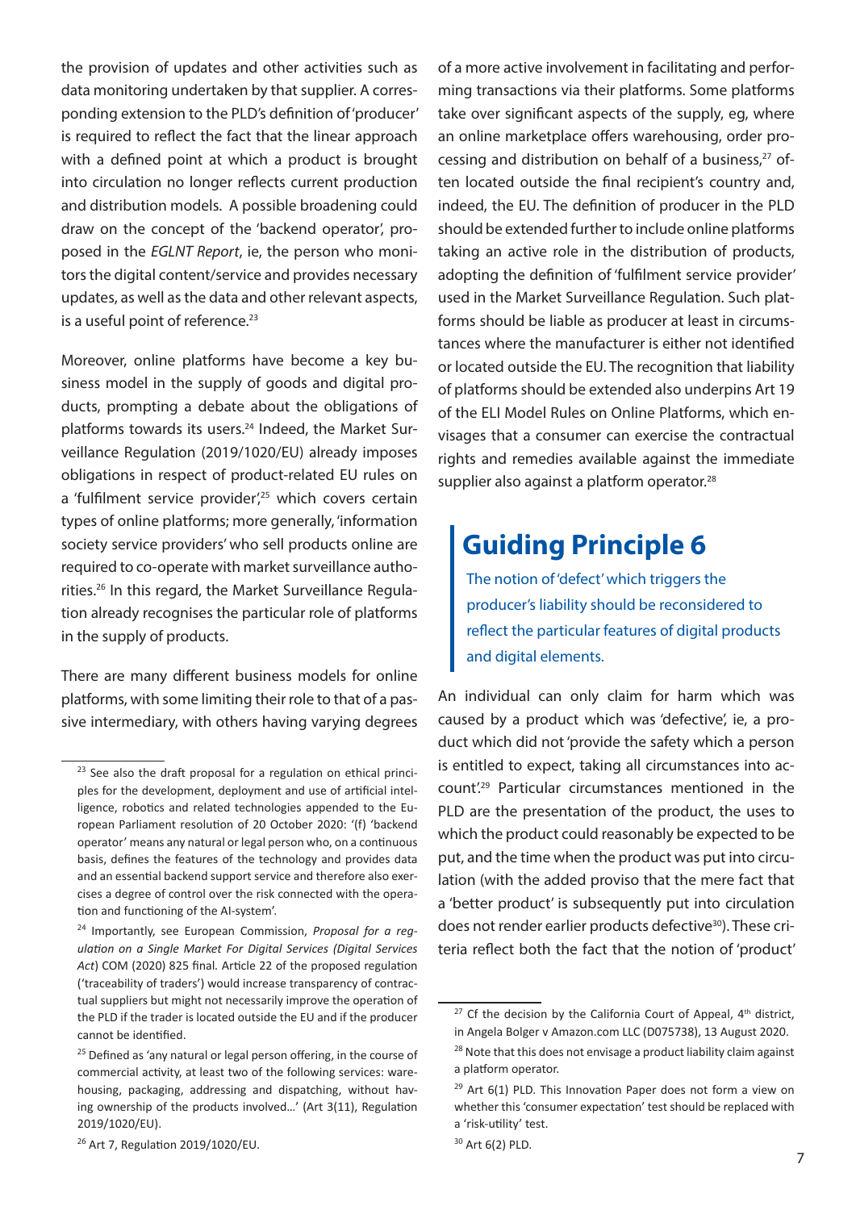the provision of updates and other activities such as data monitoring undertaken by that supplier. A corresponding extension to the PLD's definition of 'producer' is required to reflect the fact that the linear approach with a defined point at which a product is brought into circulation no longer reflects current production and distribution models. A possible broadening could draw on the concept of the 'backend operator', proposed in the *EGLNT Report*, ie, the person who monitors the digital content/service and provides necessary updates, as well as the data and other relevant aspects, is a useful point of reference.[23]

Moreover, online platforms have become a key business model in the supply of goods and digital products, prompting a debate about the obligations of platforms towards its users.[24] Indeed, the Market Surveillance Regulation (2019/1020/EU) already imposes obligations in respect of product-related EU rules on a 'fulfilment service provider',[25] which covers certain types of online platforms; more generally, 'information society service providers' who sell products online are required to co-operate with market surveillance authorities.[26] In this regard, the Market Surveillance Regulation already recognises the particular role of platforms in the supply of products.

There are many different business models for online platforms, with some limiting their role to that of a passive intermediary, with others having varying degrees of a more active involvement in facilitating and performing transactions via their platforms. Some platforms take over significant aspects of the supply, eg, where an online marketplace offers warehousing, order processing and distribution on behalf of a business,[27] often located outside the final recipient's country and, indeed, the EU. The definition of producer in the PLD should be extended further to include online platforms taking an active role in the distribution of products, adopting the definition of 'fulfilment service provider' used in the Market Surveillance Regulation. Such platforms should be liable as producer at least in circumstances where the manufacturer is either not identified or located outside the EU. The recognition that liability of platforms should be extended also underpins Art 19 of the ELI Model Rules on Online Platforms, which envisages that a consumer can exercise the contractual rights and remedies available against the immediate supplier also against a platform operator.[28]

## Guiding Principle 6

> The notion of 'defect' which triggers the producer's liability should be reconsidered to reflect the particular features of digital products and digital elements.

An individual can only claim for harm which was caused by a product which was 'defective', ie, a product which did not 'provide the safety which a person is entitled to expect, taking all circumstances into account'.[29] Particular circumstances mentioned in the PLD are the presentation of the product, the uses to which the product could reasonably be expected to be put, and the time when the product was put into circulation (with the added proviso that the mere fact that a 'better product' is subsequently put into circulation does not render earlier products defective[30]). These criteria reflect both the fact that the notion of 'product'

---

[23] See also the draft proposal for a regulation on ethical principles for the development, deployment and use of artificial intelligence, robotics and related technologies appended to the European Parliament resolution of 20 October 2020: '(f) 'backend operator' means any natural or legal person who, on a continuous basis, defines the features of the technology and provides data and an essential backend support service and therefore also exercises a degree of control over the risk connected with the operation and functioning of the AI-system'.

[24] Importantly, see European Commission, *Proposal for a regulation on a Single Market For Digital Services (Digital Services Act)* COM (2020) 825 final. Article 22 of the proposed regulation ('traceability of traders') would increase transparency of contractual suppliers but might not necessarily improve the operation of the PLD if the trader is located outside the EU and if the producer cannot be identified.

[25] Defined as 'any natural or legal person offering, in the course of commercial activity, at least two of the following services: warehousing, packaging, addressing and dispatching, without having ownership of the products involved…' (Art 3(11), Regulation 2019/1020/EU).

[26] Art 7, Regulation 2019/1020/EU.

[27] Cf the decision by the California Court of Appeal, 4th district, in Angela Bolger v Amazon.com LLC (D075738), 13 August 2020.

[28] Note that this does not envisage a product liability claim against a platform operator.

[29] Art 6(1) PLD. This Innovation Paper does not form a view on whether this 'consumer expectation' test should be replaced with a 'risk-utility' test.

[30] Art 6(2) PLD.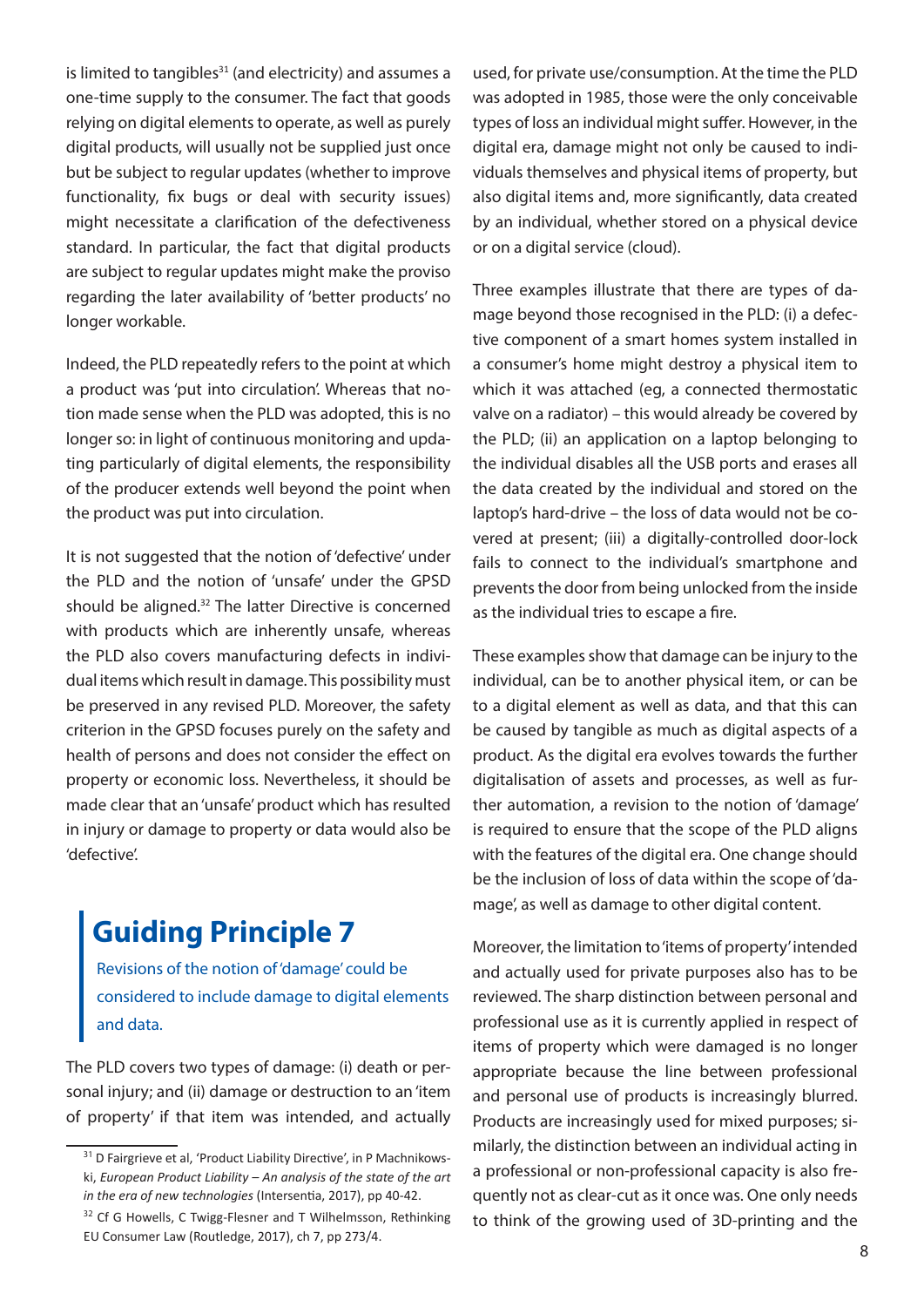is limited to tangibles[31] (and electricity) and assumes a one-time supply to the consumer. The fact that goods relying on digital elements to operate, as well as purely digital products, will usually not be supplied just once but be subject to regular updates (whether to improve functionality, fix bugs or deal with security issues) might necessitate a clarification of the defectiveness standard. In particular, the fact that digital products are subject to regular updates might make the proviso regarding the later availability of 'better products' no longer workable.

Indeed, the PLD repeatedly refers to the point at which a product was 'put into circulation'. Whereas that notion made sense when the PLD was adopted, this is no longer so: in light of continuous monitoring and updating particularly of digital elements, the responsibility of the producer extends well beyond the point when the product was put into circulation.

It is not suggested that the notion of 'defective' under the PLD and the notion of 'unsafe' under the GPSD should be aligned.[32] The latter Directive is concerned with products which are inherently unsafe, whereas the PLD also covers manufacturing defects in individual items which result in damage. This possibility must be preserved in any revised PLD. Moreover, the safety criterion in the GPSD focuses purely on the safety and health of persons and does not consider the effect on property or economic loss. Nevertheless, it should be made clear that an 'unsafe' product which has resulted in injury or damage to property or data would also be 'defective'.

## Guiding Principle 7

Revisions of the notion of 'damage' could be considered to include damage to digital elements and data.

The PLD covers two types of damage: (i) death or personal injury; and (ii) damage or destruction to an 'item of property' if that item was intended, and actually used, for private use/consumption. At the time the PLD was adopted in 1985, those were the only conceivable types of loss an individual might suffer. However, in the digital era, damage might not only be caused to individuals themselves and physical items of property, but also digital items and, more significantly, data created by an individual, whether stored on a physical device or on a digital service (cloud).

Three examples illustrate that there are types of damage beyond those recognised in the PLD: (i) a defective component of a smart homes system installed in a consumer's home might destroy a physical item to which it was attached (eg, a connected thermostatic valve on a radiator) – this would already be covered by the PLD; (ii) an application on a laptop belonging to the individual disables all the USB ports and erases all the data created by the individual and stored on the laptop's hard-drive – the loss of data would not be covered at present; (iii) a digitally-controlled door-lock fails to connect to the individual's smartphone and prevents the door from being unlocked from the inside as the individual tries to escape a fire.

These examples show that damage can be injury to the individual, can be to another physical item, or can be to a digital element as well as data, and that this can be caused by tangible as much as digital aspects of a product. As the digital era evolves towards the further digitalisation of assets and processes, as well as further automation, a revision to the notion of 'damage' is required to ensure that the scope of the PLD aligns with the features of the digital era. One change should be the inclusion of loss of data within the scope of 'damage', as well as damage to other digital content.

Moreover, the limitation to 'items of property' intended and actually used for private purposes also has to be reviewed. The sharp distinction between personal and professional use as it is currently applied in respect of items of property which were damaged is no longer appropriate because the line between professional and personal use of products is increasingly blurred. Products are increasingly used for mixed purposes; similarly, the distinction between an individual acting in a professional or non-professional capacity is also frequently not as clear-cut as it once was. One only needs to think of the growing used of 3D-printing and the

---

[31] D Fairgrieve et al, 'Product Liability Directive', in P Machnikowski, *European Product Liability – An analysis of the state of the art in the era of new technologies* (Intersentia, 2017), pp 40-42.

[32] Cf G Howells, C Twigg-Flesner and T Wilhelmsson, Rethinking EU Consumer Law (Routledge, 2017), ch 7, pp 273/4.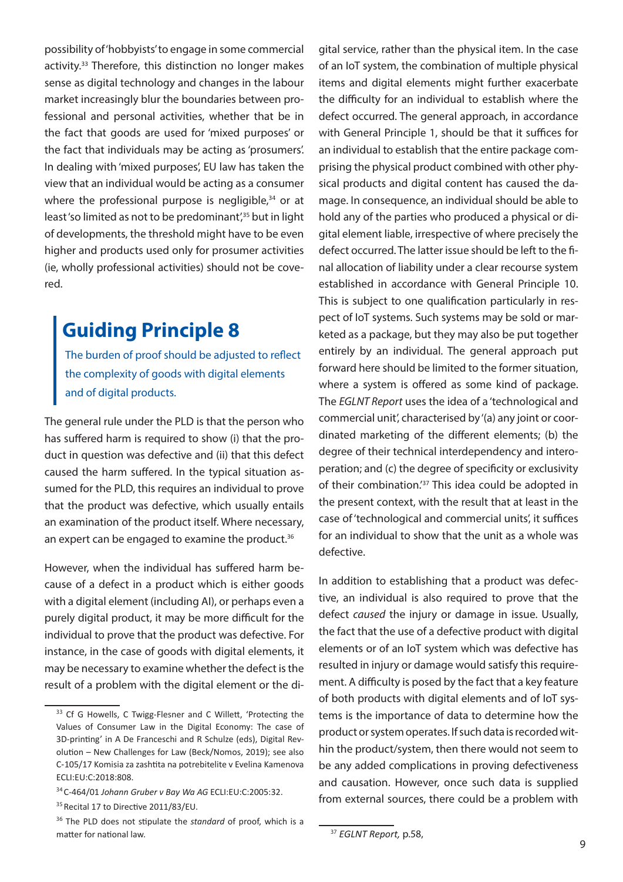possibility of 'hobbyists' to engage in some commercial activity.[33] Therefore, this distinction no longer makes sense as digital technology and changes in the labour market increasingly blur the boundaries between professional and personal activities, whether that be in the fact that goods are used for 'mixed purposes' or the fact that individuals may be acting as 'prosumers'. In dealing with 'mixed purposes', EU law has taken the view that an individual would be acting as a consumer where the professional purpose is negligible,[34] or at least 'so limited as not to be predominant',[35] but in light of developments, the threshold might have to be even higher and products used only for prosumer activities (ie, wholly professional activities) should not be covered.

## Guiding Principle 8

The burden of proof should be adjusted to reflect the complexity of goods with digital elements and of digital products.

The general rule under the PLD is that the person who has suffered harm is required to show (i) that the product in question was defective and (ii) that this defect caused the harm suffered. In the typical situation assumed for the PLD, this requires an individual to prove that the product was defective, which usually entails an examination of the product itself. Where necessary, an expert can be engaged to examine the product.[36]

However, when the individual has suffered harm because of a defect in a product which is either goods with a digital element (including AI), or perhaps even a purely digital product, it may be more difficult for the individual to prove that the product was defective. For instance, in the case of goods with digital elements, it may be necessary to examine whether the defect is the result of a problem with the digital element or the digital service, rather than the physical item. In the case of an IoT system, the combination of multiple physical items and digital elements might further exacerbate the difficulty for an individual to establish where the defect occurred. The general approach, in accordance with General Principle 1, should be that it suffices for an individual to establish that the entire package comprising the physical product combined with other physical products and digital content has caused the damage. In consequence, an individual should be able to hold any of the parties who produced a physical or digital element liable, irrespective of where precisely the defect occurred. The latter issue should be left to the final allocation of liability under a clear recourse system established in accordance with General Principle 10. This is subject to one qualification particularly in respect of IoT systems. Such systems may be sold or marketed as a package, but they may also be put together entirely by an individual. The general approach put forward here should be limited to the former situation, where a system is offered as some kind of package. The *EGLNT Report* uses the idea of a 'technological and commercial unit', characterised by '(a) any joint or coordinated marketing of the different elements; (b) the degree of their technical interdependency and interoperation; and (c) the degree of specificity or exclusivity of their combination.'[37] This idea could be adopted in the present context, with the result that at least in the case of 'technological and commercial units', it suffices for an individual to show that the unit as a whole was defective.

In addition to establishing that a product was defective, an individual is also required to prove that the defect *caused* the injury or damage in issue. Usually, the fact that the use of a defective product with digital elements or of an IoT system which was defective has resulted in injury or damage would satisfy this requirement. A difficulty is posed by the fact that a key feature of both products with digital elements and of IoT systems is the importance of data to determine how the product or system operates. If such data is recorded within the product/system, then there would not seem to be any added complications in proving defectiveness and causation. However, once such data is supplied from external sources, there could be a problem with

---

[33] Cf G Howells, C Twigg-Flesner and C Willett, 'Protecting the Values of Consumer Law in the Digital Economy: The case of 3D-printing' in A De Franceschi and R Schulze (eds), Digital Revolution – New Challenges for Law (Beck/Nomos, 2019); see also C-105/17 Komisia za zashtita na potrebitelite v Evelina Kamenova ECLI:EU:C:2018:808.

[34] C-464/01 *Johann Gruber v Bay Wa AG* ECLI:EU:C:2005:32.

[35] Recital 17 to Directive 2011/83/EU.

[36] The PLD does not stipulate the *standard* of proof, which is a matter for national law.

[37] *EGLNT Report,* p.58,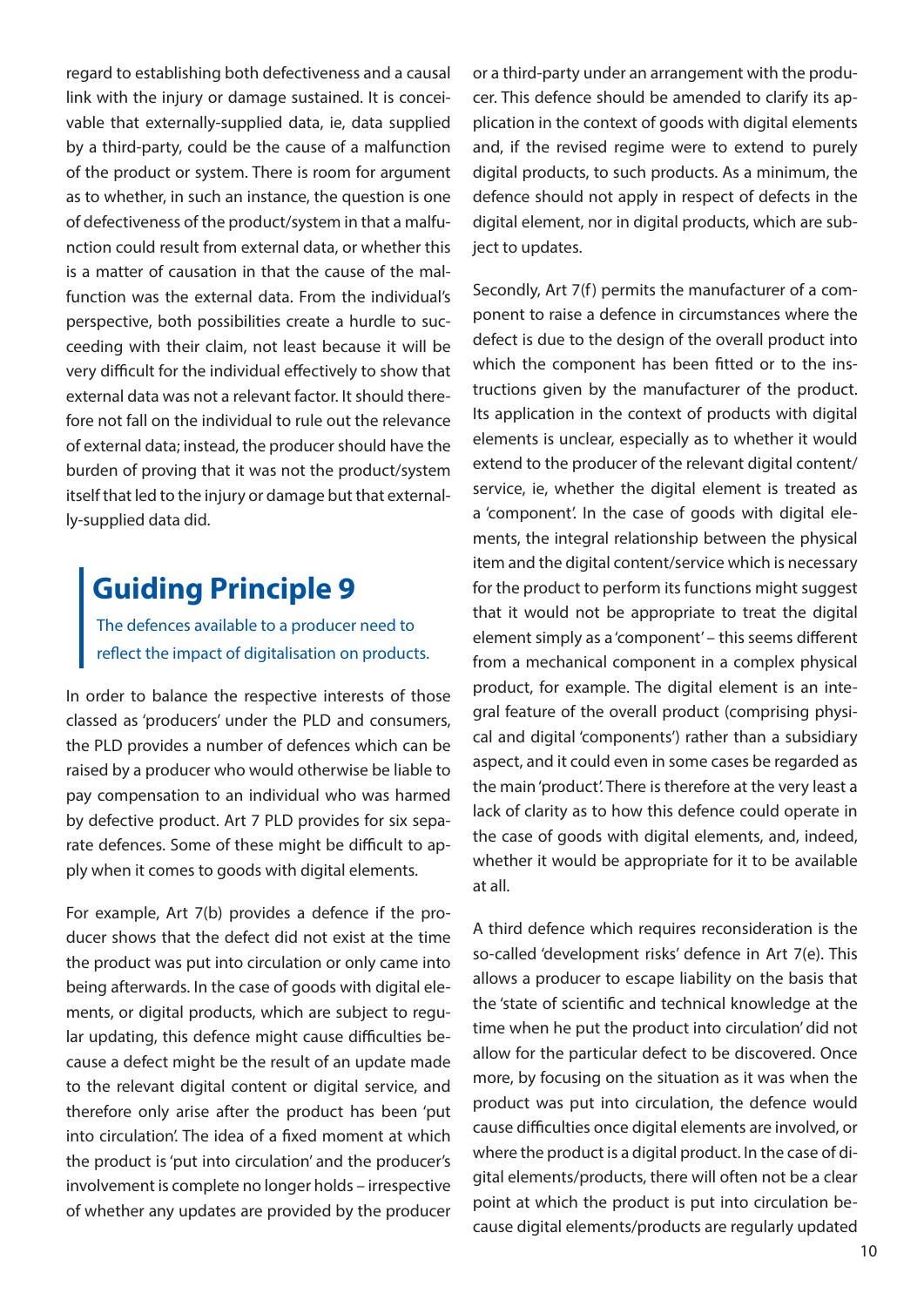regard to establishing both defectiveness and a causal link with the injury or damage sustained. It is conceivable that externally-supplied data, ie, data supplied by a third-party, could be the cause of a malfunction of the product or system. There is room for argument as to whether, in such an instance, the question is one of defectiveness of the product/system in that a malfunction could result from external data, or whether this is a matter of causation in that the cause of the malfunction was the external data. From the individual's perspective, both possibilities create a hurdle to succeeding with their claim, not least because it will be very difficult for the individual effectively to show that external data was not a relevant factor. It should therefore not fall on the individual to rule out the relevance of external data; instead, the producer should have the burden of proving that it was not the product/system itself that led to the injury or damage but that externally-supplied data did.

## Guiding Principle 9

The defences available to a producer need to reflect the impact of digitalisation on products.

In order to balance the respective interests of those classed as 'producers' under the PLD and consumers, the PLD provides a number of defences which can be raised by a producer who would otherwise be liable to pay compensation to an individual who was harmed by defective product. Art 7 PLD provides for six separate defences. Some of these might be difficult to apply when it comes to goods with digital elements.

For example, Art 7(b) provides a defence if the producer shows that the defect did not exist at the time the product was put into circulation or only came into being afterwards. In the case of goods with digital elements, or digital products, which are subject to regular updating, this defence might cause difficulties because a defect might be the result of an update made to the relevant digital content or digital service, and therefore only arise after the product has been 'put into circulation'. The idea of a fixed moment at which the product is 'put into circulation' and the producer's involvement is complete no longer holds – irrespective of whether any updates are provided by the producer or a third-party under an arrangement with the producer. This defence should be amended to clarify its application in the context of goods with digital elements and, if the revised regime were to extend to purely digital products, to such products. As a minimum, the defence should not apply in respect of defects in the digital element, nor in digital products, which are subject to updates.

Secondly, Art 7(f) permits the manufacturer of a component to raise a defence in circumstances where the defect is due to the design of the overall product into which the component has been fitted or to the instructions given by the manufacturer of the product. Its application in the context of products with digital elements is unclear, especially as to whether it would extend to the producer of the relevant digital content/service, ie, whether the digital element is treated as a 'component'. In the case of goods with digital elements, the integral relationship between the physical item and the digital content/service which is necessary for the product to perform its functions might suggest that it would not be appropriate to treat the digital element simply as a 'component' – this seems different from a mechanical component in a complex physical product, for example. The digital element is an integral feature of the overall product (comprising physical and digital 'components') rather than a subsidiary aspect, and it could even in some cases be regarded as the main 'product'. There is therefore at the very least a lack of clarity as to how this defence could operate in the case of goods with digital elements, and, indeed, whether it would be appropriate for it to be available at all.

A third defence which requires reconsideration is the so-called 'development risks' defence in Art 7(e). This allows a producer to escape liability on the basis that the 'state of scientific and technical knowledge at the time when he put the product into circulation' did not allow for the particular defect to be discovered. Once more, by focusing on the situation as it was when the product was put into circulation, the defence would cause difficulties once digital elements are involved, or where the product is a digital product. In the case of digital elements/products, there will often not be a clear point at which the product is put into circulation because digital elements/products are regularly updated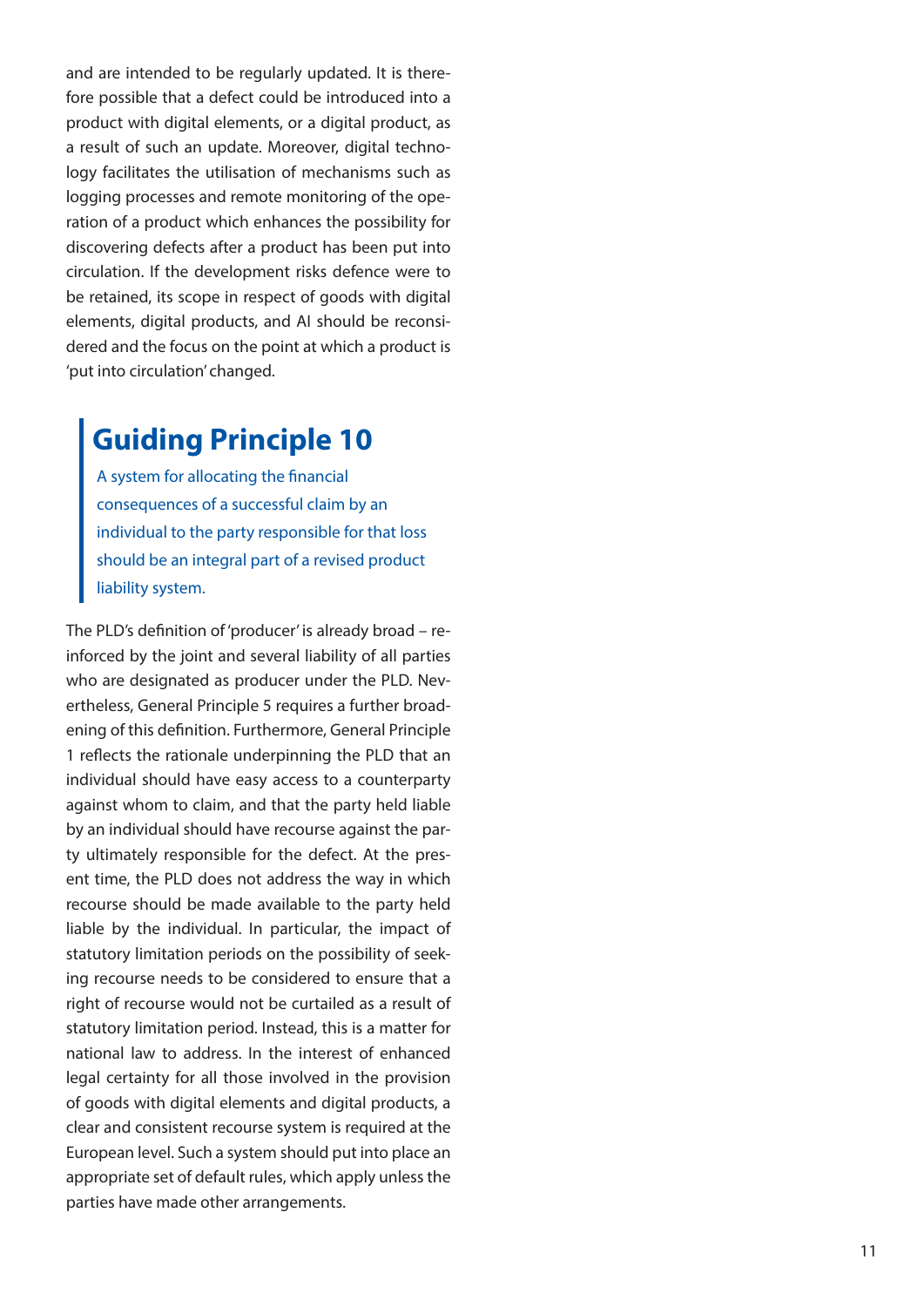and are intended to be regularly updated. It is therefore possible that a defect could be introduced into a product with digital elements, or a digital product, as a result of such an update. Moreover, digital technology facilitates the utilisation of mechanisms such as logging processes and remote monitoring of the operation of a product which enhances the possibility for discovering defects after a product has been put into circulation. If the development risks defence were to be retained, its scope in respect of goods with digital elements, digital products, and AI should be reconsidered and the focus on the point at which a product is 'put into circulation' changed.

## Guiding Principle 10

A system for allocating the financial consequences of a successful claim by an individual to the party responsible for that loss should be an integral part of a revised product liability system.

The PLD's definition of 'producer' is already broad – reinforced by the joint and several liability of all parties who are designated as producer under the PLD. Nevertheless, General Principle 5 requires a further broadening of this definition. Furthermore, General Principle 1 reflects the rationale underpinning the PLD that an individual should have easy access to a counterparty against whom to claim, and that the party held liable by an individual should have recourse against the party ultimately responsible for the defect. At the present time, the PLD does not address the way in which recourse should be made available to the party held liable by the individual. In particular, the impact of statutory limitation periods on the possibility of seeking recourse needs to be considered to ensure that a right of recourse would not be curtailed as a result of statutory limitation period. Instead, this is a matter for national law to address. In the interest of enhanced legal certainty for all those involved in the provision of goods with digital elements and digital products, a clear and consistent recourse system is required at the European level. Such a system should put into place an appropriate set of default rules, which apply unless the parties have made other arrangements.